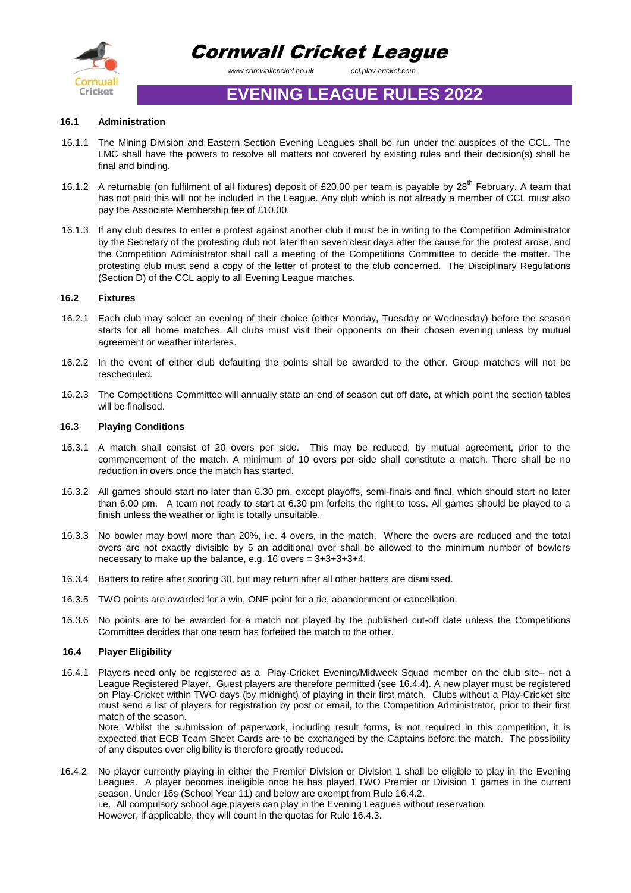# Cornwall Cricket League

www.cornwallcricket.co.uk ccl.play-cricket.com

## EVENING LEAGUE RULES 2022

### 16.1 Administration

16.1.1 The Mining Division and Eastern Section Evening Leagues shall be run under the auspices of the CCL. The LMC shall have the powers to resolve all matters not covered by existing rules and their decision(s) shall be final and binding.

16.1.2 A returnable (on fulfilment of all fixtures) deposit of £20.00 per team is payable by 28th February. A team that has not paid this will not be included in the League. Any club which is not already a member of CCL must also pay the Associate Membership fee of £10.00.

16.1.3 If any club desires to enter a protest against another club it must be in writing to the Competition Administrator by the Secretary of the protesting club not later than seven clear days after the cause for the protest arose, and the Competition Administrator shall call a meeting of the Competitions Committee to decide the matter. The protesting club must send a copy of the letter of protest to the club concerned. The Disciplinary Regulations (Section D) of the CCL apply to all Evening League matches.

### 16.2 Fixtures

16.2.1 Each club may select an evening of their choice (either Monday, Tuesday or Wednesday) before the season starts for all home matches. All clubs must visit their opponents on their chosen evening unless by mutual agreement or weather interferes.

16.2.2 In the event of either club defaulting the points shall be awarded to the other. Group matches will not be rescheduled.

16.2.3 The Competitions Committee will annually state an end of season cut off date, at which point the section tables will be finalised.

### 16.3 Playing Conditions

16.3.1 A match shall consist of 20 overs per side. This may be reduced, by mutual agreement, prior to the commencement of the match. A minimum of 10 overs per side shall constitute a match. There shall be no reduction in overs once the match has started.

16.3.2 All games should start no later than 6.30 pm, except playoffs, semi-finals and final, which should start no later than 6.00 pm. A team not ready to start at 6.30 pm forfeits the right to toss. All games should be played to a finish unless the weather or light is totally unsuitable.

16.3.3 No bowler may bowl more than 20%, i.e. 4 overs, in the match. Where the overs are reduced and the total overs are not exactly divisible by 5 an additional over shall be allowed to the minimum number of bowlers necessary to make up the balance, e.g. 16 overs = 3+3+3+3+4.

16.3.4 Batters to retire after scoring 30, but may return after all other batters are dismissed.

16.3.5 TWO points are awarded for a win, ONE point for a tie, abandonment or cancellation.

16.3.6 No points are to be awarded for a match not played by the published cut-off date unless the Competitions Committee decides that one team has forfeited the match to the other.

### 16.4 Player Eligibility

16.4.1 Players need only be registered as a Play-Cricket Evening/Midweek Squad member on the club site– not a League Registered Player. Guest players are therefore permitted (see 16.4.4). A new player must be registered on Play-Cricket within TWO days (by midnight) of playing in their first match. Clubs without a Play-Cricket site must send a list of players for registration by post or email, to the Competition Administrator, prior to their first match of the season.

Note: Whilst the submission of paperwork, including result forms, is not required in this competition, it is expected that ECB Team Sheet Cards are to be exchanged by the Captains before the match. The possibility of any disputes over eligibility is therefore greatly reduced.

16.4.2 No player currently playing in either the Premier Division or Division 1 shall be eligible to play in the Evening Leagues. A player becomes ineligible once he has played TWO Premier or Division 1 games in the current season. Under 16s (School Year 11) and below are exempt from Rule 16.4.2.
i.e. All compulsory school age players can play in the Evening Leagues without reservation.
However, if applicable, they will count in the quotas for Rule 16.4.3.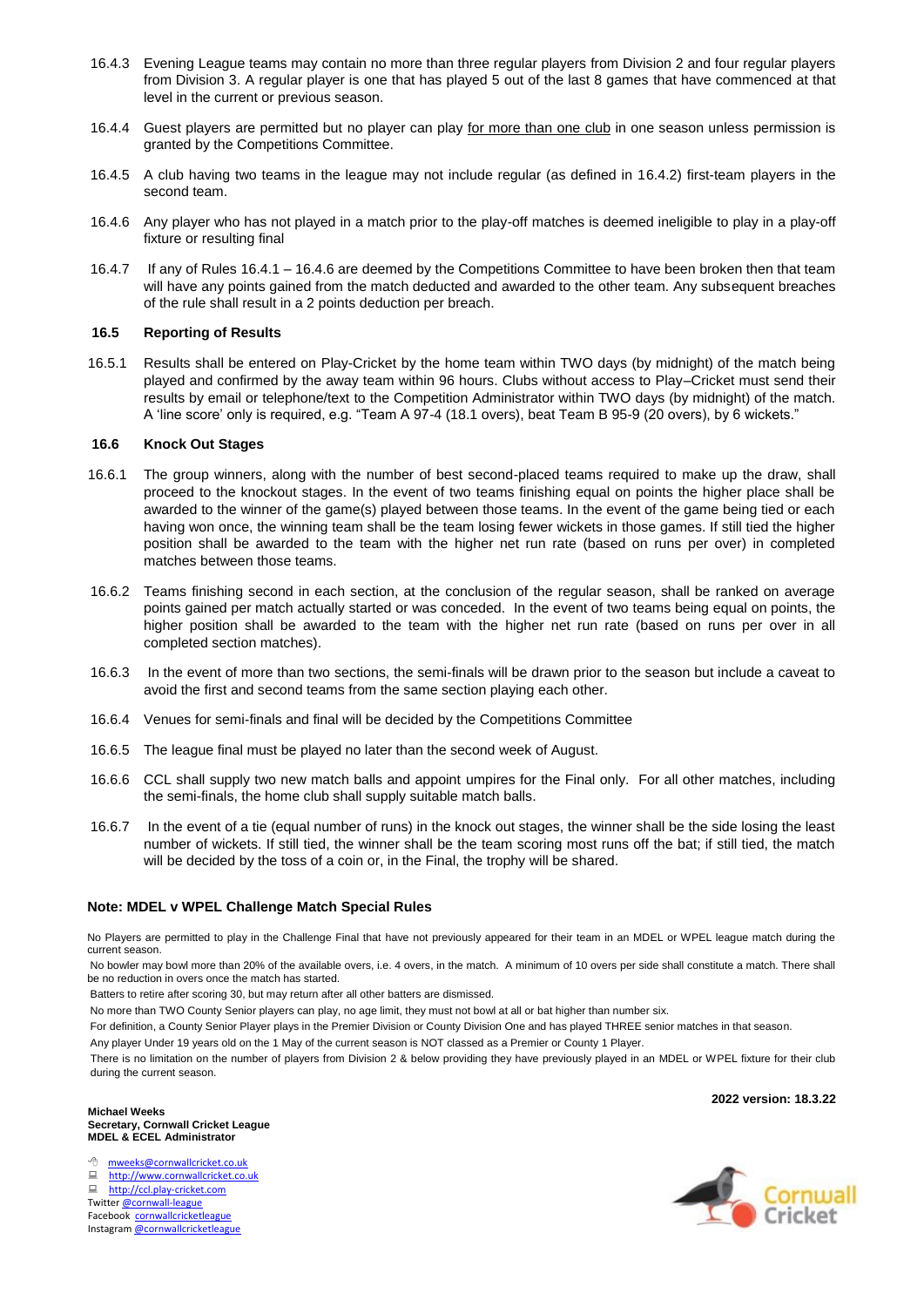16.4.3 Evening League teams may contain no more than three regular players from Division 2 and four regular players from Division 3. A regular player is one that has played 5 out of the last 8 games that have commenced at that level in the current or previous season.

16.4.4 Guest players are permitted but no player can play for more than one club in one season unless permission is granted by the Competitions Committee.

16.4.5 A club having two teams in the league may not include regular (as defined in 16.4.2) first-team players in the second team.

16.4.6 Any player who has not played in a match prior to the play-off matches is deemed ineligible to play in a play-off fixture or resulting final

16.4.7 If any of Rules 16.4.1 – 16.4.6 are deemed by the Competitions Committee to have been broken then that team will have any points gained from the match deducted and awarded to the other team. Any subsequent breaches of the rule shall result in a 2 points deduction per breach.

### 16.5 Reporting of Results

16.5.1 Results shall be entered on Play-Cricket by the home team within TWO days (by midnight) of the match being played and confirmed by the away team within 96 hours. Clubs without access to Play–Cricket must send their results by email or telephone/text to the Competition Administrator within TWO days (by midnight) of the match. A 'line score' only is required, e.g. "Team A 97-4 (18.1 overs), beat Team B 95-9 (20 overs), by 6 wickets."

### 16.6 Knock Out Stages

16.6.1 The group winners, along with the number of best second-placed teams required to make up the draw, shall proceed to the knockout stages. In the event of two teams finishing equal on points the higher place shall be awarded to the winner of the game(s) played between those teams. In the event of the game being tied or each having won once, the winning team shall be the team losing fewer wickets in those games. If still tied the higher position shall be awarded to the team with the higher net run rate (based on runs per over) in completed matches between those teams.

16.6.2 Teams finishing second in each section, at the conclusion of the regular season, shall be ranked on average points gained per match actually started or was conceded. In the event of two teams being equal on points, the higher position shall be awarded to the team with the higher net run rate (based on runs per over in all completed section matches).

16.6.3 In the event of more than two sections, the semi-finals will be drawn prior to the season but include a caveat to avoid the first and second teams from the same section playing each other.

16.6.4 Venues for semi-finals and final will be decided by the Competitions Committee

16.6.5 The league final must be played no later than the second week of August.

16.6.6 CCL shall supply two new match balls and appoint umpires for the Final only. For all other matches, including the semi-finals, the home club shall supply suitable match balls.

16.6.7 In the event of a tie (equal number of runs) in the knock out stages, the winner shall be the side losing the least number of wickets. If still tied, the winner shall be the team scoring most runs off the bat; if still tied, the match will be decided by the toss of a coin or, in the Final, the trophy will be shared.

**Note: MDEL v WPEL Challenge Match Special Rules**

No Players are permitted to play in the Challenge Final that have not previously appeared for their team in an MDEL or WPEL league match during the current season.

No bowler may bowl more than 20% of the available overs, i.e. 4 overs, in the match. A minimum of 10 overs per side shall constitute a match. There shall be no reduction in overs once the match has started.

Batters to retire after scoring 30, but may return after all other batters are dismissed.

No more than TWO County Senior players can play, no age limit, they must not bowl at all or bat higher than number six.

For definition, a County Senior Player plays in the Premier Division or County Division One and has played THREE senior matches in that season.

Any player Under 19 years old on the 1 May of the current season is NOT classed as a Premier or County 1 Player.

There is no limitation on the number of players from Division 2 & below providing they have previously played in an MDEL or WPEL fixture for their club during the current season.

**2022 version: 18.3.22**

**Michael Weeks**
**Secretary, Cornwall Cricket League**
**MDEL & ECEL Administrator**

mweeks@cornwallcricket.co.uk
http://www.cornwallcricket.co.uk
http://ccl.play-cricket.com
Twitter @cornwall-league
Facebook cornwallcricketleague
Instagram @cornwallcricketleague

Cornwall Cricket